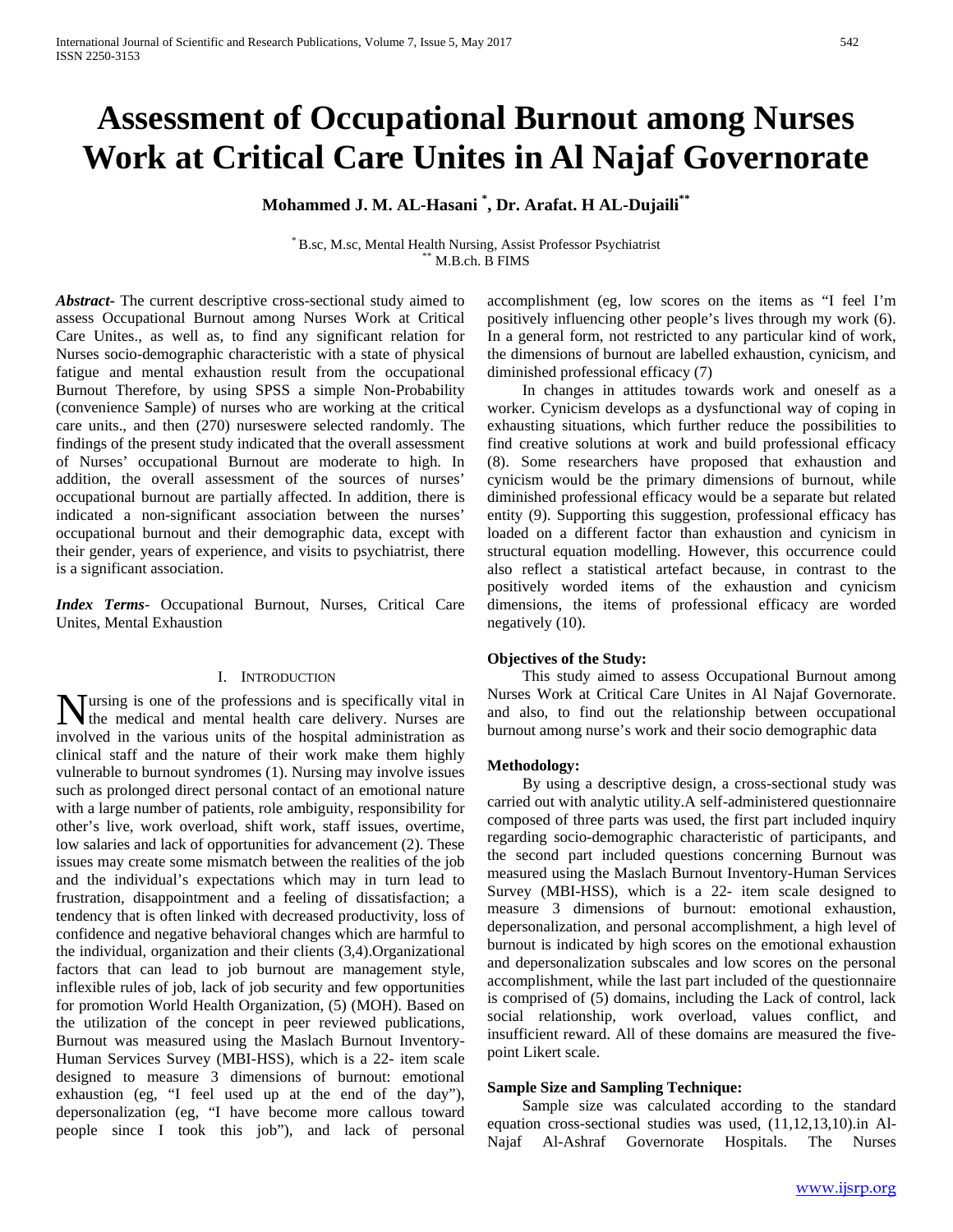# Assessment of Occupational Burnout among Nurses Work at Critical Care Unites in Al Najaf Governorate

**Mohammed J. M. AL-Hasani [*], Dr. Arafat. H AL-Dujaili[**]**

[*] B.sc, M.sc, Mental Health Nursing, Assist Professor Psychiatrist
[**] M.B.ch. B FIMS

***Abstract-*** The current descriptive cross-sectional study aimed to assess Occupational Burnout among Nurses Work at Critical Care Unites., as well as, to find any significant relation for Nurses socio-demographic characteristic with a state of physical fatigue and mental exhaustion result from the occupational Burnout Therefore, by using SPSS a simple Non-Probability (convenience Sample) of nurses who are working at the critical care units., and then (270) nurseswere selected randomly. The findings of the present study indicated that the overall assessment of Nurses' occupational Burnout are moderate to high. In addition, the overall assessment of the sources of nurses' occupational burnout are partially affected. In addition, there is indicated a non-significant association between the nurses' occupational burnout and their demographic data, except with their gender, years of experience, and visits to psychiatrist, there is a significant association.

***Index Terms*****-** Occupational Burnout, Nurses, Critical Care Unites, Mental Exhaustion

## I. Introduction

Nursing is one of the professions and is specifically vital in the medical and mental health care delivery. Nurses are involved in the various units of the hospital administration as clinical staff and the nature of their work make them highly vulnerable to burnout syndromes (1). Nursing may involve issues such as prolonged direct personal contact of an emotional nature with a large number of patients, role ambiguity, responsibility for other's live, work overload, shift work, staff issues, overtime, low salaries and lack of opportunities for advancement (2). These issues may create some mismatch between the realities of the job and the individual's expectations which may in turn lead to frustration, disappointment and a feeling of dissatisfaction; a tendency that is often linked with decreased productivity, loss of confidence and negative behavioral changes which are harmful to the individual, organization and their clients (3,4).Organizational factors that can lead to job burnout are management style, inflexible rules of job, lack of job security and few opportunities for promotion World Health Organization, (5) (MOH). Based on the utilization of the concept in peer reviewed publications, Burnout was measured using the Maslach Burnout Inventory-Human Services Survey (MBI-HSS), which is a 22- item scale designed to measure 3 dimensions of burnout: emotional exhaustion (eg, "I feel used up at the end of the day"), depersonalization (eg, "I have become more callous toward people since I took this job"), and lack of personal accomplishment (eg, low scores on the items as "I feel I'm positively influencing other people's lives through my work (6). In a general form, not restricted to any particular kind of work, the dimensions of burnout are labelled exhaustion, cynicism, and diminished professional efficacy (7)

In changes in attitudes towards work and oneself as a worker. Cynicism develops as a dysfunctional way of coping in exhausting situations, which further reduce the possibilities to find creative solutions at work and build professional efficacy (8). Some researchers have proposed that exhaustion and cynicism would be the primary dimensions of burnout, while diminished professional efficacy would be a separate but related entity (9). Supporting this suggestion, professional efficacy has loaded on a different factor than exhaustion and cynicism in structural equation modelling. However, this occurrence could also reflect a statistical artefact because, in contrast to the positively worded items of the exhaustion and cynicism dimensions, the items of professional efficacy are worded negatively (10).

**Objectives of the Study:**

This study aimed to assess Occupational Burnout among Nurses Work at Critical Care Unites in Al Najaf Governorate. and also, to find out the relationship between occupational burnout among nurse's work and their socio demographic data

**Methodology:**

By using a descriptive design, a cross-sectional study was carried out with analytic utility.A self-administered questionnaire composed of three parts was used, the first part included inquiry regarding socio-demographic characteristic of participants, and the second part included questions concerning Burnout was measured using the Maslach Burnout Inventory-Human Services Survey (MBI-HSS), which is a 22- item scale designed to measure 3 dimensions of burnout: emotional exhaustion, depersonalization, and personal accomplishment, a high level of burnout is indicated by high scores on the emotional exhaustion and depersonalization subscales and low scores on the personal accomplishment, while the last part included of the questionnaire is comprised of (5) domains, including the Lack of control, lack social relationship, work overload, values conflict, and insufficient reward. All of these domains are measured the five-point Likert scale.

**Sample Size and Sampling Technique:**

Sample size was calculated according to the standard equation cross-sectional studies was used, (11,12,13,10).in Al-Najaf Al-Ashraf Governorate Hospitals. The Nurses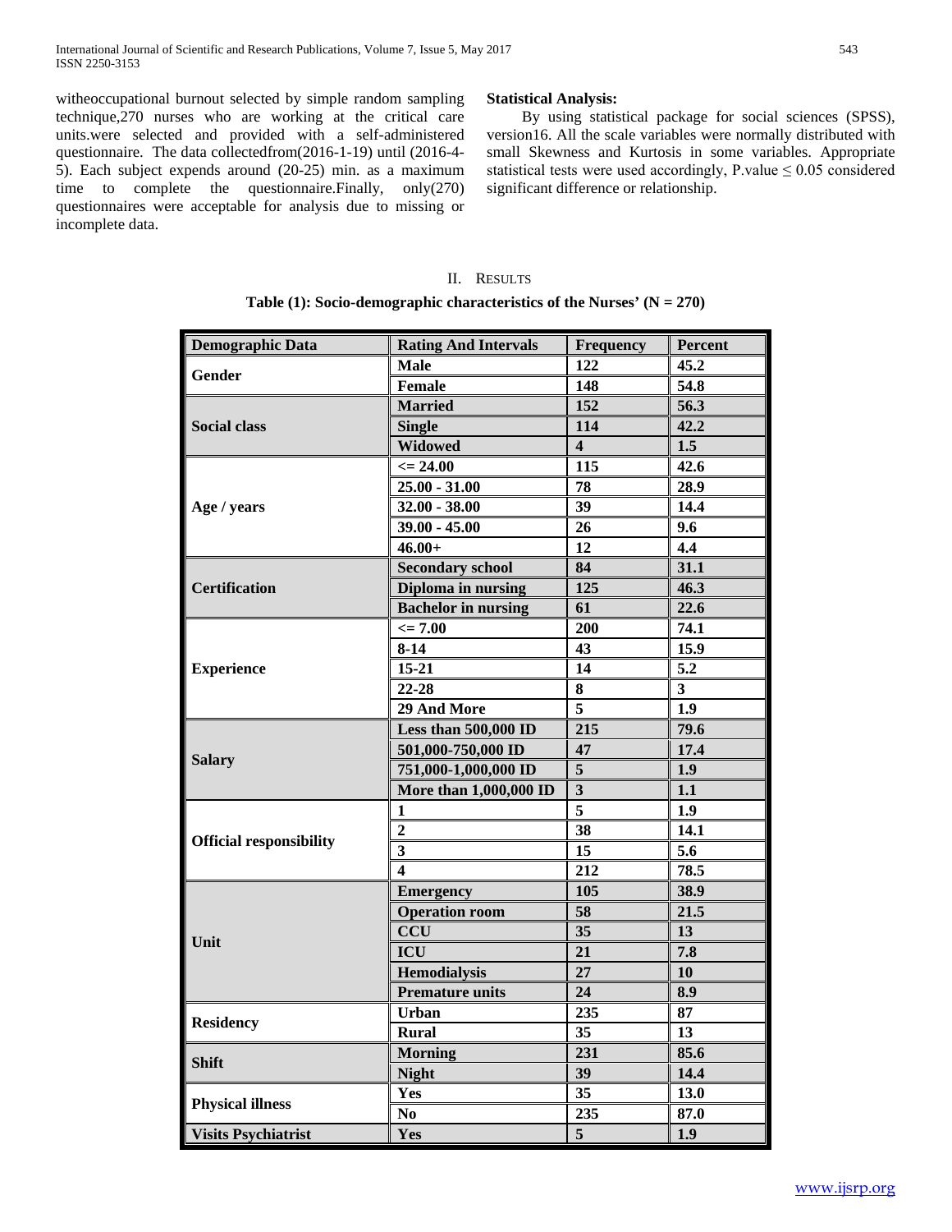witheoccupational burnout selected by simple random sampling technique,270 nurses who are working at the critical care units.were selected and provided with a self-administered questionnaire. The data collectedfrom(2016-1-19) until (2016-4-5). Each subject expends around (20-25) min. as a maximum time to complete the questionnaire.Finally, only(270) questionnaires were acceptable for analysis due to missing or incomplete data.

**Statistical Analysis:**

By using statistical package for social sciences (SPSS), version16. All the scale variables were normally distributed with small Skewness and Kurtosis in some variables. Appropriate statistical tests were used accordingly, P.value ≤ 0.05 considered significant difference or relationship.

## II. Results

**Table (1): Socio-demographic characteristics of the Nurses' (N = 270)**

| Demographic Data | Rating And Intervals | Frequency | Percent |
|---|---|---|---|
| Gender | Male | 122 | 45.2 |
| | Female | 148 | 54.8 |
| Social class | Married | 152 | 56.3 |
| | Single | 114 | 42.2 |
| | Widowed | 4 | 1.5 |
| Age / years | <= 24.00 | 115 | 42.6 |
| | 25.00 - 31.00 | 78 | 28.9 |
| | 32.00 - 38.00 | 39 | 14.4 |
| | 39.00 - 45.00 | 26 | 9.6 |
| | 46.00+ | 12 | 4.4 |
| Certification | Secondary school | 84 | 31.1 |
| | Diploma in nursing | 125 | 46.3 |
| | Bachelor in nursing | 61 | 22.6 |
| Experience | <= 7.00 | 200 | 74.1 |
| | 8-14 | 43 | 15.9 |
| | 15-21 | 14 | 5.2 |
| | 22-28 | 8 | 3 |
| | 29 And More | 5 | 1.9 |
| Salary | Less than 500,000 ID | 215 | 79.6 |
| | 501,000-750,000 ID | 47 | 17.4 |
| | 751,000-1,000,000 ID | 5 | 1.9 |
| | More than 1,000,000 ID | 3 | 1.1 |
| Official responsibility | 1 | 5 | 1.9 |
| | 2 | 38 | 14.1 |
| | 3 | 15 | 5.6 |
| | 4 | 212 | 78.5 |
| Unit | Emergency | 105 | 38.9 |
| | Operation room | 58 | 21.5 |
| | CCU | 35 | 13 |
| | ICU | 21 | 7.8 |
| | Hemodialysis | 27 | 10 |
| | Premature units | 24 | 8.9 |
| Residency | Urban | 235 | 87 |
| | Rural | 35 | 13 |
| Shift | Morning | 231 | 85.6 |
| | Night | 39 | 14.4 |
| Physical illness | Yes | 35 | 13.0 |
| | No | 235 | 87.0 |
| Visits Psychiatrist | Yes | 5 | 1.9 |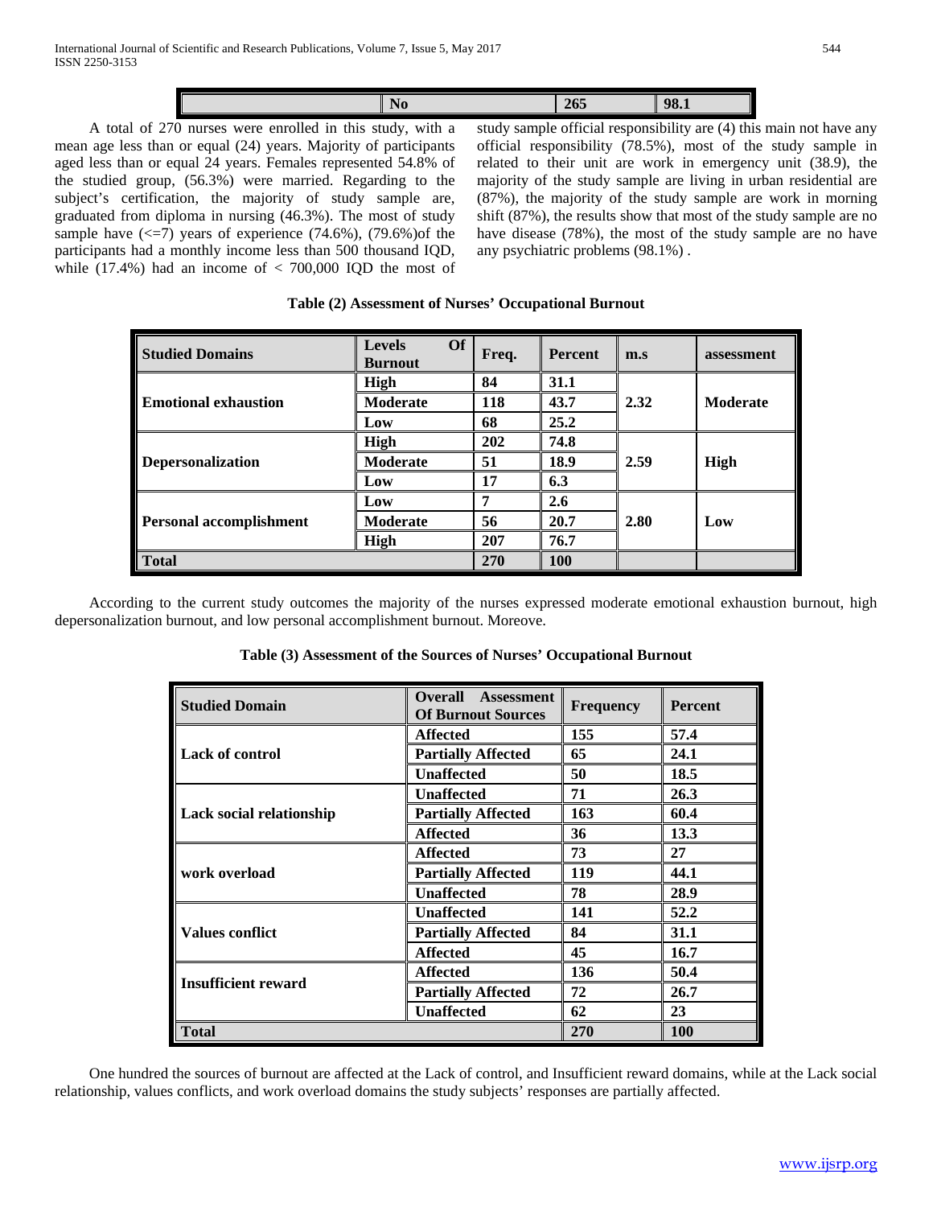| | No | 265 | 98.1 |
|---|---|---|---|

A total of 270 nurses were enrolled in this study, with a mean age less than or equal (24) years. Majority of participants aged less than or equal 24 years. Females represented 54.8% of the studied group, (56.3%) were married. Regarding to the subject's certification, the majority of study sample are, graduated from diploma in nursing (46.3%). The most of study sample have (<=7) years of experience (74.6%), (79.6%)of the participants had a monthly income less than 500 thousand IQD, while (17.4%) had an income of < 700,000 IQD the most of study sample official responsibility are (4) this main not have any official responsibility (78.5%), most of the study sample in related to their unit are work in emergency unit (38.9), the majority of the study sample are living in urban residential are (87%), the majority of the study sample are work in morning shift (87%), the results show that most of the study sample are no have disease (78%), the most of the study sample are no have any psychiatric problems (98.1%) .

**Table (2) Assessment of Nurses' Occupational Burnout**

| Studied Domains | Levels Of Burnout | Freq. | Percent | m.s | assessment |
|---|---|---|---|---|---|
| Emotional exhaustion | High | 84 | 31.1 | 2.32 | Moderate |
| | Moderate | 118 | 43.7 | | |
| | Low | 68 | 25.2 | | |
| Depersonalization | High | 202 | 74.8 | 2.59 | High |
| | Moderate | 51 | 18.9 | | |
| | Low | 17 | 6.3 | | |
| Personal accomplishment | Low | 7 | 2.6 | 2.80 | Low |
| | Moderate | 56 | 20.7 | | |
| | High | 207 | 76.7 | | |
| Total | | 270 | 100 | | |

According to the current study outcomes the majority of the nurses expressed moderate emotional exhaustion burnout, high depersonalization burnout, and low personal accomplishment burnout. Moreove.

**Table (3) Assessment of the Sources of Nurses' Occupational Burnout**

| Studied Domain | Overall Assessment Of Burnout Sources | Frequency | Percent |
|---|---|---|---|
| Lack of control | Affected | 155 | 57.4 |
| | Partially Affected | 65 | 24.1 |
| | Unaffected | 50 | 18.5 |
| Lack social relationship | Unaffected | 71 | 26.3 |
| | Partially Affected | 163 | 60.4 |
| | Affected | 36 | 13.3 |
| work overload | Affected | 73 | 27 |
| | Partially Affected | 119 | 44.1 |
| | Unaffected | 78 | 28.9 |
| Values conflict | Unaffected | 141 | 52.2 |
| | Partially Affected | 84 | 31.1 |
| | Affected | 45 | 16.7 |
| Insufficient reward | Affected | 136 | 50.4 |
| | Partially Affected | 72 | 26.7 |
| | Unaffected | 62 | 23 |
| Total | | 270 | 100 |

One hundred the sources of burnout are affected at the Lack of control, and Insufficient reward domains, while at the Lack social relationship, values conflicts, and work overload domains the study subjects' responses are partially affected.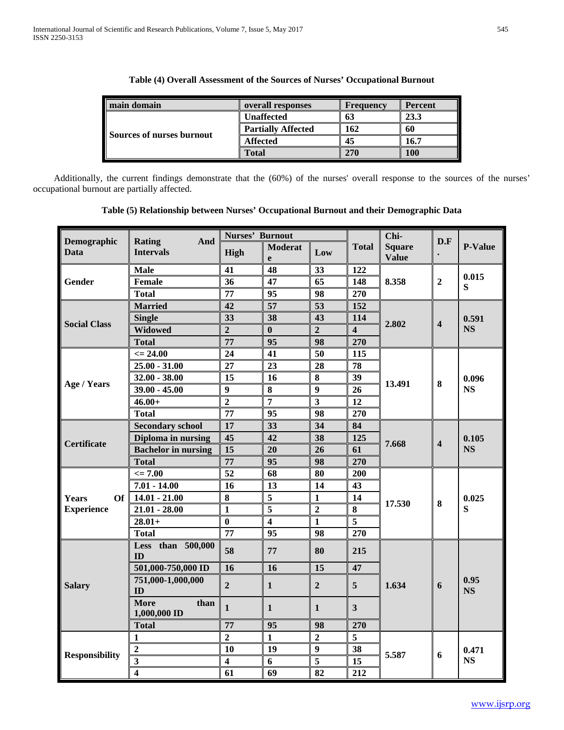**Table (4) Overall Assessment of the Sources of Nurses' Occupational Burnout**

| main domain | overall responses | Frequency | Percent |
|---|---|---|---|
| Sources of nurses burnout | Unaffected | 63 | 23.3 |
| | Partially Affected | 162 | 60 |
| | Affected | 45 | 16.7 |
| | Total | 270 | 100 |

Additionally, the current findings demonstrate that the (60%) of the nurses' overall response to the sources of the nurses' occupational burnout are partially affected.

**Table (5) Relationship between Nurses' Occupational Burnout and their Demographic Data**

| Demographic Data | Rating And Intervals | Nurses' Burnout | | | Total | Chi-Square Value | D.F. | P-Value |
|---|---|---|---|---|---|---|---|---|
| | | High | Moderate | Low | | | | |
| Gender | Male | 41 | 48 | 33 | 122 | 8.358 | 2 | 0.015 S |
| | Female | 36 | 47 | 65 | 148 | | | |
| | Total | 77 | 95 | 98 | 270 | | | |
| Social Class | Married | 42 | 57 | 53 | 152 | 2.802 | 4 | 0.591 NS |
| | Single | 33 | 38 | 43 | 114 | | | |
| | Widowed | 2 | 0 | 2 | 4 | | | |
| | Total | 77 | 95 | 98 | 270 | | | |
| Age / Years | <= 24.00 | 24 | 41 | 50 | 115 | 13.491 | 8 | 0.096 NS |
| | 25.00 - 31.00 | 27 | 23 | 28 | 78 | | | |
| | 32.00 - 38.00 | 15 | 16 | 8 | 39 | | | |
| | 39.00 - 45.00 | 9 | 8 | 9 | 26 | | | |
| | 46.00+ | 2 | 7 | 3 | 12 | | | |
| | Total | 77 | 95 | 98 | 270 | | | |
| Certificate | Secondary school | 17 | 33 | 34 | 84 | 7.668 | 4 | 0.105 NS |
| | Diploma in nursing | 45 | 42 | 38 | 125 | | | |
| | Bachelor in nursing | 15 | 20 | 26 | 61 | | | |
| | Total | 77 | 95 | 98 | 270 | | | |
| Years Of Experience | <= 7.00 | 52 | 68 | 80 | 200 | 17.530 | 8 | 0.025 S |
| | 7.01 - 14.00 | 16 | 13 | 14 | 43 | | | |
| | 14.01 - 21.00 | 8 | 5 | 1 | 14 | | | |
| | 21.01 - 28.00 | 1 | 5 | 2 | 8 | | | |
| | 28.01+ | 0 | 4 | 1 | 5 | | | |
| | Total | 77 | 95 | 98 | 270 | | | |
| Salary | Less than 500,000 ID | 58 | 77 | 80 | 215 | 1.634 | 6 | 0.95 NS |
| | 501,000-750,000 ID | 16 | 16 | 15 | 47 | | | |
| | 751,000-1,000,000 ID | 2 | 1 | 2 | 5 | | | |
| | More than 1,000,000 ID | 1 | 1 | 1 | 3 | | | |
| | Total | 77 | 95 | 98 | 270 | | | |
| Responsibility | 1 | 2 | 1 | 2 | 5 | 5.587 | 6 | 0.471 NS |
| | 2 | 10 | 19 | 9 | 38 | | | |
| | 3 | 4 | 6 | 5 | 15 | | | |
| | 4 | 61 | 69 | 82 | 212 | | | |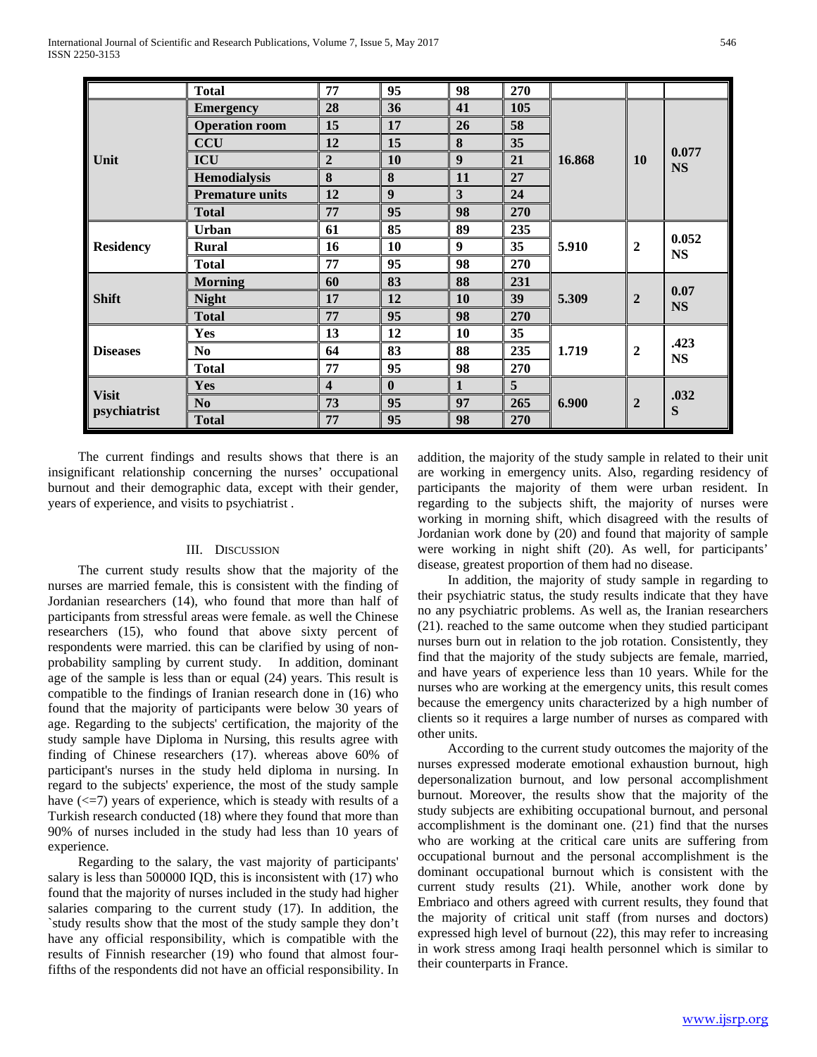| | Total | 77 | 95 | 98 | 270 | | | |
|---|---|---|---|---|---|---|---|---|
| **Unit** | **Emergency** | **28** | **36** | **41** | **105** | **16.868** | **10** | **0.077 NS** |
| | **Operation room** | **15** | **17** | **26** | **58** | | | |
| | **CCU** | **12** | **15** | **8** | **35** | | | |
| | **ICU** | **2** | **10** | **9** | **21** | | | |
| | **Hemodialysis** | **8** | **8** | **11** | **27** | | | |
| | **Premature units** | **12** | **9** | **3** | **24** | | | |
| | **Total** | **77** | **95** | **98** | **270** | | | |
| **Residency** | **Urban** | **61** | **85** | **89** | **235** | **5.910** | **2** | **0.052 NS** |
| | **Rural** | **16** | **10** | **9** | **35** | | | |
| | **Total** | **77** | **95** | **98** | **270** | | | |
| **Shift** | **Morning** | **60** | **83** | **88** | **231** | **5.309** | **2** | **0.07 NS** |
| | **Night** | **17** | **12** | **10** | **39** | | | |
| | **Total** | **77** | **95** | **98** | **270** | | | |
| **Diseases** | **Yes** | **13** | **12** | **10** | **35** | **1.719** | **2** | **.423 NS** |
| | **No** | **64** | **83** | **88** | **235** | | | |
| | **Total** | **77** | **95** | **98** | **270** | | | |
| **Visit psychiatrist** | **Yes** | **4** | **0** | **1** | **5** | **6.900** | **2** | **.032 S** |
| | **No** | **73** | **95** | **97** | **265** | | | |
| | **Total** | **77** | **95** | **98** | **270** | | | |

The current findings and results shows that there is an insignificant relationship concerning the nurses' occupational burnout and their demographic data, except with their gender, years of experience, and visits to psychiatrist .

## III. Discussion

The current study results show that the majority of the nurses are married female, this is consistent with the finding of Jordanian researchers (14), who found that more than half of participants from stressful areas were female. as well the Chinese researchers (15), who found that above sixty percent of respondents were married. this can be clarified by using of non-probability sampling by current study. In addition, dominant age of the sample is less than or equal (24) years. This result is compatible to the findings of Iranian research done in (16) who found that the majority of participants were below 30 years of age. Regarding to the subjects' certification, the majority of the study sample have Diploma in Nursing, this results agree with finding of Chinese researchers (17). whereas above 60% of participant's nurses in the study held diploma in nursing. In regard to the subjects' experience, the most of the study sample have (<=7) years of experience, which is steady with results of a Turkish research conducted (18) where they found that more than 90% of nurses included in the study had less than 10 years of experience.

Regarding to the salary, the vast majority of participants' salary is less than 500000 IQD, this is inconsistent with (17) who found that the majority of nurses included in the study had higher salaries comparing to the current study (17). In addition, the `study results show that the most of the study sample they don't have any official responsibility, which is compatible with the results of Finnish researcher (19) who found that almost four-fifths of the respondents did not have an official responsibility. In addition, the majority of the study sample in related to their unit are working in emergency units. Also, regarding residency of participants the majority of them were urban resident. In regarding to the subjects shift, the majority of nurses were working in morning shift, which disagreed with the results of Jordanian work done by (20) and found that majority of sample were working in night shift (20). As well, for participants' disease, greatest proportion of them had no disease.

In addition, the majority of study sample in regarding to their psychiatric status, the study results indicate that they have no any psychiatric problems. As well as, the Iranian researchers (21). reached to the same outcome when they studied participant nurses burn out in relation to the job rotation. Consistently, they find that the majority of the study subjects are female, married, and have years of experience less than 10 years. While for the nurses who are working at the emergency units, this result comes because the emergency units characterized by a high number of clients so it requires a large number of nurses as compared with other units.

According to the current study outcomes the majority of the nurses expressed moderate emotional exhaustion burnout, high depersonalization burnout, and low personal accomplishment burnout. Moreover, the results show that the majority of the study subjects are exhibiting occupational burnout, and personal accomplishment is the dominant one. (21) find that the nurses who are working at the critical care units are suffering from occupational burnout and the personal accomplishment is the dominant occupational burnout which is consistent with the current study results (21). While, another work done by Embriaco and others agreed with current results, they found that the majority of critical unit staff (from nurses and doctors) expressed high level of burnout (22), this may refer to increasing in work stress among Iraqi health personnel which is similar to their counterparts in France.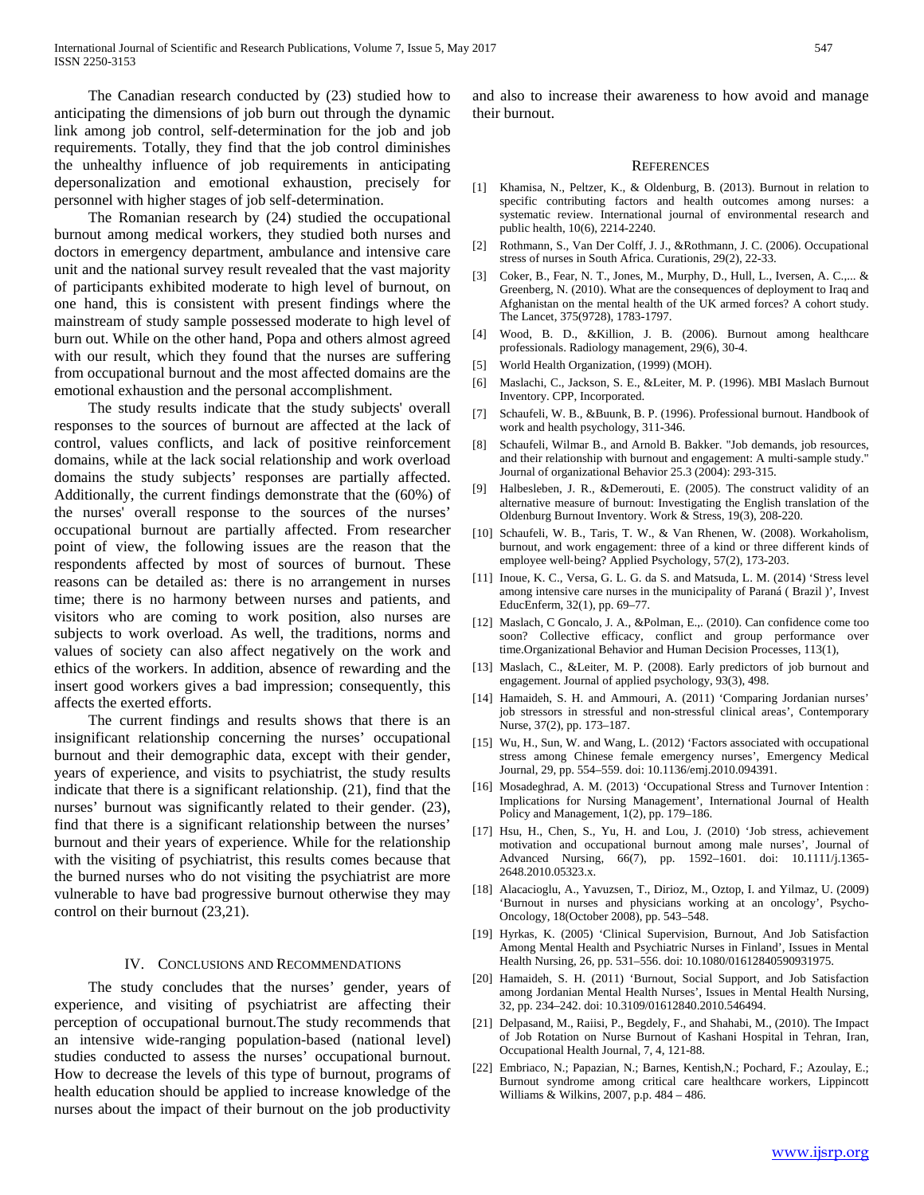The Canadian research conducted by (23) studied how to anticipating the dimensions of job burn out through the dynamic link among job control, self-determination for the job and job requirements. Totally, they find that the job control diminishes the unhealthy influence of job requirements in anticipating depersonalization and emotional exhaustion, precisely for personnel with higher stages of job self-determination.

The Romanian research by (24) studied the occupational burnout among medical workers, they studied both nurses and doctors in emergency department, ambulance and intensive care unit and the national survey result revealed that the vast majority of participants exhibited moderate to high level of burnout, on one hand, this is consistent with present findings where the mainstream of study sample possessed moderate to high level of burn out. While on the other hand, Popa and others almost agreed with our result, which they found that the nurses are suffering from occupational burnout and the most affected domains are the emotional exhaustion and the personal accomplishment.

The study results indicate that the study subjects' overall responses to the sources of burnout are affected at the lack of control, values conflicts, and lack of positive reinforcement domains, while at the lack social relationship and work overload domains the study subjects' responses are partially affected. Additionally, the current findings demonstrate that the (60%) of the nurses' overall response to the sources of the nurses' occupational burnout are partially affected. From researcher point of view, the following issues are the reason that the respondents affected by most of sources of burnout. These reasons can be detailed as: there is no arrangement in nurses time; there is no harmony between nurses and patients, and visitors who are coming to work position, also nurses are subjects to work overload. As well, the traditions, norms and values of society can also affect negatively on the work and ethics of the workers. In addition, absence of rewarding and the insert good workers gives a bad impression; consequently, this affects the exerted efforts.

The current findings and results shows that there is an insignificant relationship concerning the nurses' occupational burnout and their demographic data, except with their gender, years of experience, and visits to psychiatrist, the study results indicate that there is a significant relationship. (21), find that the nurses' burnout was significantly related to their gender. (23), find that there is a significant relationship between the nurses' burnout and their years of experience. While for the relationship with the visiting of psychiatrist, this results comes because that the burned nurses who do not visiting the psychiatrist are more vulnerable to have bad progressive burnout otherwise they may control on their burnout (23,21).

## IV. Conclusions and Recommendations

The study concludes that the nurses' gender, years of experience, and visiting of psychiatrist are affecting their perception of occupational burnout.The study recommends that an intensive wide-ranging population-based (national level) studies conducted to assess the nurses' occupational burnout. How to decrease the levels of this type of burnout, programs of health education should be applied to increase knowledge of the nurses about the impact of their burnout on the job productivity and also to increase their awareness to how avoid and manage their burnout.

## References

[1] Khamisa, N., Peltzer, K., & Oldenburg, B. (2013). Burnout in relation to specific contributing factors and health outcomes among nurses: a systematic review. International journal of environmental research and public health, 10(6), 2214-2240.

[2] Rothmann, S., Van Der Colff, J. J., &Rothmann, J. C. (2006). Occupational stress of nurses in South Africa. Curationis, 29(2), 22-33.

[3] Coker, B., Fear, N. T., Jones, M., Murphy, D., Hull, L., Iversen, A. C.,... & Greenberg, N. (2010). What are the consequences of deployment to Iraq and Afghanistan on the mental health of the UK armed forces? A cohort study. The Lancet, 375(9728), 1783-1797.

[4] Wood, B. D., &Killion, J. B. (2006). Burnout among healthcare professionals. Radiology management, 29(6), 30-4.

[5] World Health Organization, (1999) (MOH).

[6] Maslachi, C., Jackson, S. E., &Leiter, M. P. (1996). MBI Maslach Burnout Inventory. CPP, Incorporated.

[7] Schaufeli, W. B., &Buunk, B. P. (1996). Professional burnout. Handbook of work and health psychology, 311-346.

[8] Schaufeli, Wilmar B., and Arnold B. Bakker. "Job demands, job resources, and their relationship with burnout and engagement: A multi-sample study." Journal of organizational Behavior 25.3 (2004): 293-315.

[9] Halbesleben, J. R., &Demerouti, E. (2005). The construct validity of an alternative measure of burnout: Investigating the English translation of the Oldenburg Burnout Inventory. Work & Stress, 19(3), 208-220.

[10] Schaufeli, W. B., Taris, T. W., & Van Rhenen, W. (2008). Workaholism, burnout, and work engagement: three of a kind or three different kinds of employee well‐being? Applied Psychology, 57(2), 173-203.

[11] Inoue, K. C., Versa, G. L. G. da S. and Matsuda, L. M. (2014) 'Stress level among intensive care nurses in the municipality of Paraná ( Brazil )', Invest EducEnferm, 32(1), pp. 69–77.

[12] Maslach, C Goncalo, J. A., &Polman, E.,. (2010). Can confidence come too soon? Collective efficacy, conflict and group performance over time.Organizational Behavior and Human Decision Processes, 113(1),

[13] Maslach, C., &Leiter, M. P. (2008). Early predictors of job burnout and engagement. Journal of applied psychology, 93(3), 498.

[14] Hamaideh, S. H. and Ammouri, A. (2011) 'Comparing Jordanian nurses' job stressors in stressful and non-stressful clinical areas', Contemporary Nurse, 37(2), pp. 173–187.

[15] Wu, H., Sun, W. and Wang, L. (2012) 'Factors associated with occupational stress among Chinese female emergency nurses', Emergency Medical Journal, 29, pp. 554–559. doi: 10.1136/emj.2010.094391.

[16] Mosadeghrad, A. M. (2013) 'Occupational Stress and Turnover Intention : Implications for Nursing Management', International Journal of Health Policy and Management, 1(2), pp. 179–186.

[17] Hsu, H., Chen, S., Yu, H. and Lou, J. (2010) 'Job stress, achievement motivation and occupational burnout among male nurses', Journal of Advanced Nursing, 66(7), pp. 1592–1601. doi: 10.1111/j.1365-2648.2010.05323.x.

[18] Alacacioglu, A., Yavuzsen, T., Dirioz, M., Oztop, I. and Yilmaz, U. (2009) 'Burnout in nurses and physicians working at an oncology', Psycho-Oncology, 18(October 2008), pp. 543–548.

[19] Hyrkas, K. (2005) 'Clinical Supervision, Burnout, And Job Satisfaction Among Mental Health and Psychiatric Nurses in Finland', Issues in Mental Health Nursing, 26, pp. 531–556. doi: 10.1080/01612840590931975.

[20] Hamaideh, S. H. (2011) 'Burnout, Social Support, and Job Satisfaction among Jordanian Mental Health Nurses', Issues in Mental Health Nursing, 32, pp. 234–242. doi: 10.3109/01612840.2010.546494.

[21] Delpasand, M., Raiisi, P., Begdely, F., and Shahabi, M., (2010). The Impact of Job Rotation on Nurse Burnout of Kashani Hospital in Tehran, Iran, Occupational Health Journal, 7, 4, 121-88.

[22] Embriaco, N.; Papazian, N.; Barnes, Kentish,N.; Pochard, F.; Azoulay, E.; Burnout syndrome among critical care healthcare workers, Lippincott Williams & Wilkins, 2007, p.p. 484 – 486.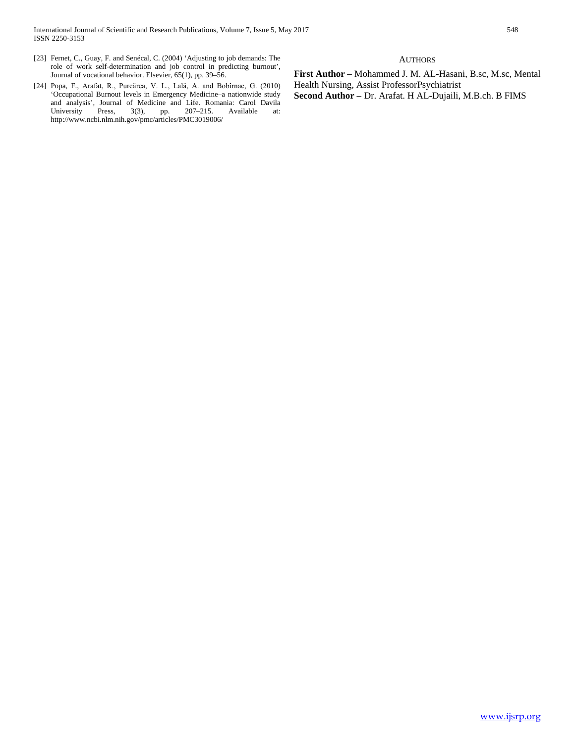[23] Fernet, C., Guay, F. and Senécal, C. (2004) 'Adjusting to job demands: The role of work self-determination and job control in predicting burnout', Journal of vocational behavior. Elsevier, 65(1), pp. 39–56.

[24] Popa, F., Arafat, R., Purcărea, V. L., Lală, A. and Bobîrnac, G. (2010) 'Occupational Burnout levels in Emergency Medicine–a nationwide study and analysis', Journal of Medicine and Life. Romania: Carol Davila University Press, 3(3), pp. 207–215. Available at: http://www.ncbi.nlm.nih.gov/pmc/articles/PMC3019006/

## AUTHORS

**First Author** – Mohammed J. M. AL-Hasani, B.sc, M.sc, Mental Health Nursing, Assist ProfessorPsychiatrist

**Second Author** – Dr. Arafat. H AL-Dujaili, M.B.ch. B FIMS